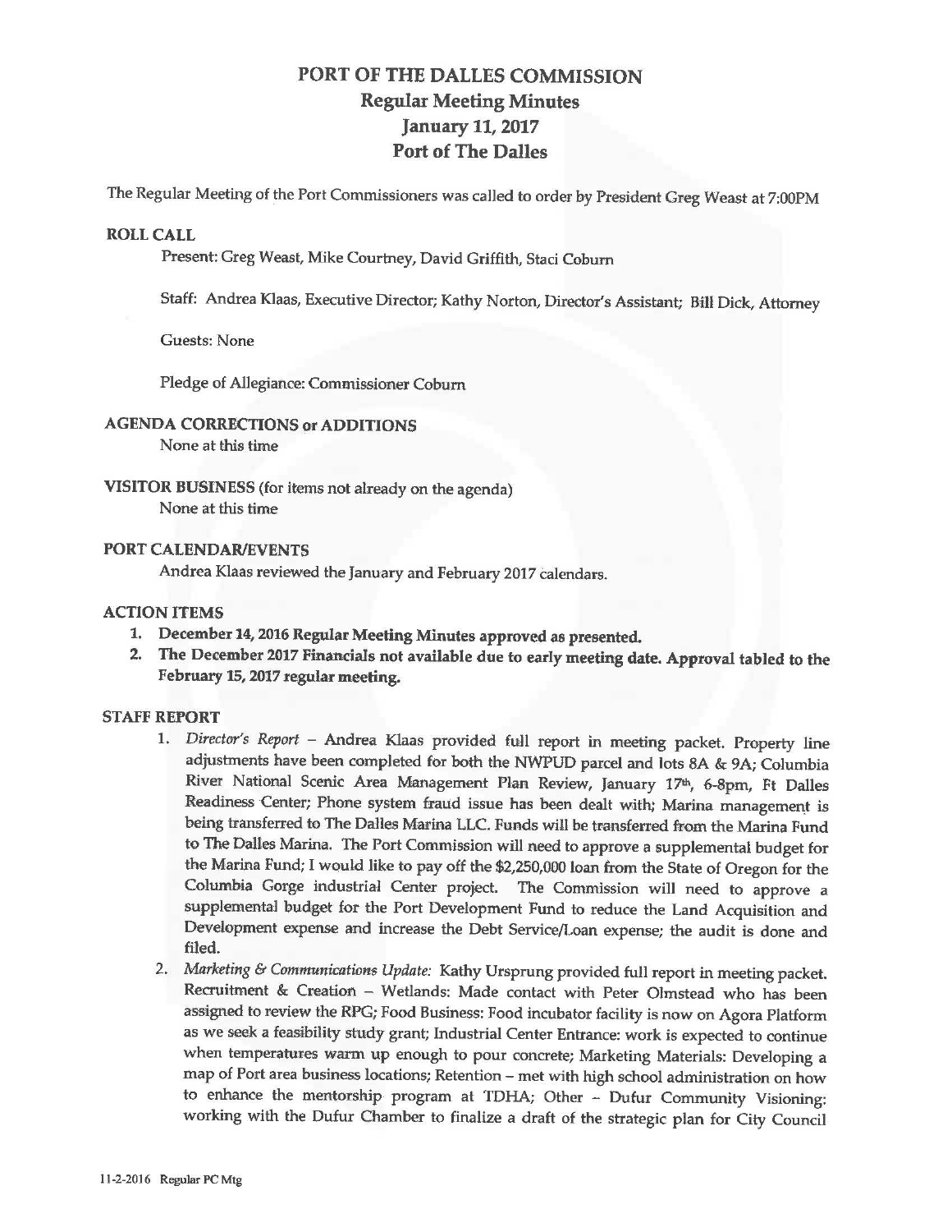# PORT OF THE DALLES COMMISSION
## Regular Meeting Minutes
## January 11, 2017
## Port of The Dalles

The Regular Meeting of the Port Commissioners was called to order by President Greg Weast at 7:00PM

### ROLL CALL

Present: Greg Weast, Mike Courtney, David Griffith, Staci Coburn

Staff: Andrea Klaas, Executive Director; Kathy Norton, Director's Assistant; Bill Dick, Attorney

Guests: None

Pledge of Allegiance: Commissioner Coburn

### AGENDA CORRECTIONS or ADDITIONS

None at this time

### VISITOR BUSINESS (for items not already on the agenda)

None at this time

### PORT CALENDAR/EVENTS

Andrea Klaas reviewed the January and February 2017 calendars.

### ACTION ITEMS

1. **December 14, 2016 Regular Meeting Minutes approved as presented.**
2. **The December 2017 Financials not available due to early meeting date. Approval tabled to the February 15, 2017 regular meeting.**

### STAFF REPORT

1. *Director's Report* – Andrea Klaas provided full report in meeting packet. Property line adjustments have been completed for both the NWPUD parcel and lots 8A & 9A; Columbia River National Scenic Area Management Plan Review, January 17th, 6-8pm, Ft Dalles Readiness Center; Phone system fraud issue has been dealt with; Marina management is being transferred to The Dalles Marina LLC. Funds will be transferred from the Marina Fund to The Dalles Marina. The Port Commission will need to approve a supplemental budget for the Marina Fund; I would like to pay off the $2,250,000 loan from the State of Oregon for the Columbia Gorge industrial Center project. The Commission will need to approve a supplemental budget for the Port Development Fund to reduce the Land Acquisition and Development expense and increase the Debt Service/Loan expense; the audit is done and filed.
2. *Marketing & Communications Update:* Kathy Ursprung provided full report in meeting packet. Recruitment & Creation – Wetlands: Made contact with Peter Olmstead who has been assigned to review the RPG; Food Business: Food incubator facility is now on Agora Platform as we seek a feasibility study grant; Industrial Center Entrance: work is expected to continue when temperatures warm up enough to pour concrete; Marketing Materials: Developing a map of Port area business locations; Retention – met with high school administration on how to enhance the mentorship program at TDHA; Other – Dufur Community Visioning: working with the Dufur Chamber to finalize a draft of the strategic plan for City Council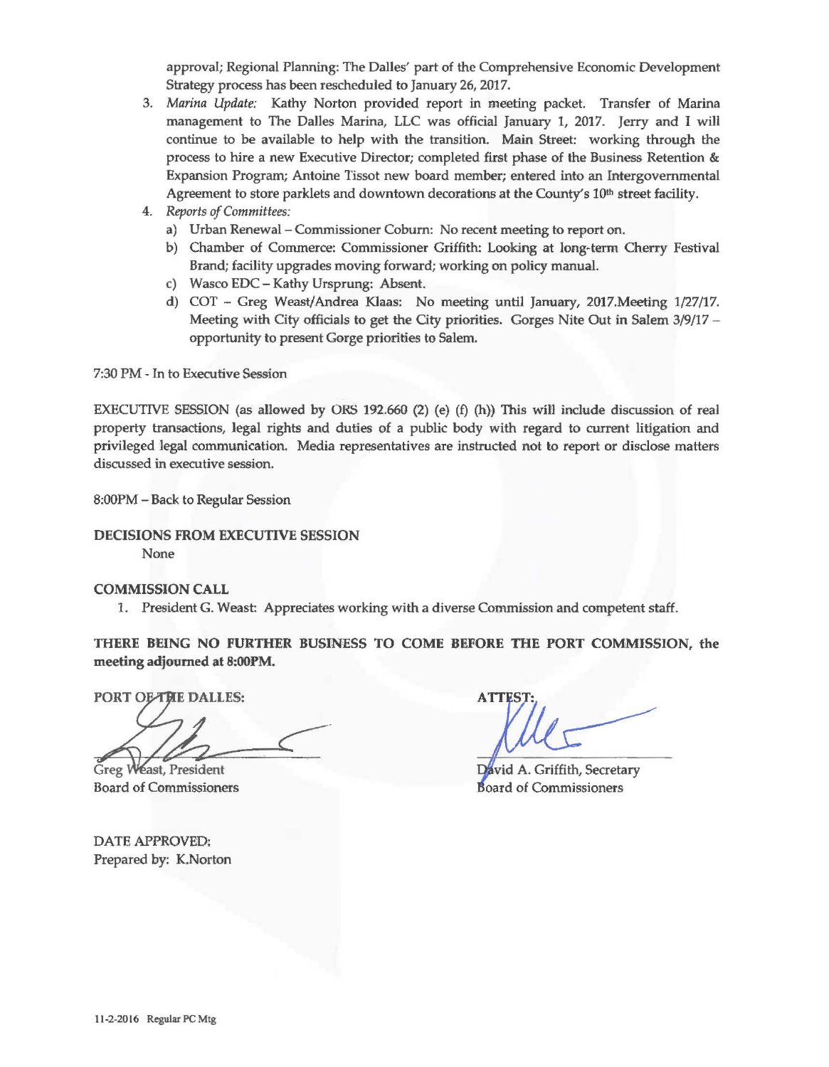approval; Regional Planning: The Dalles' part of the Comprehensive Economic Development Strategy process has been rescheduled to January 26, 2017.

3. *Marina Update:* Kathy Norton provided report in meeting packet. Transfer of Marina management to The Dalles Marina, LLC was official January 1, 2017. Jerry and I will continue to be available to help with the transition. Main Street: working through the process to hire a new Executive Director; completed first phase of the Business Retention & Expansion Program; Antoine Tissot new board member; entered into an Intergovernmental Agreement to store parklets and downtown decorations at the County's 10th street facility.
4. *Reports of Committees:*
   a) Urban Renewal – Commissioner Coburn: No recent meeting to report on.
   b) Chamber of Commerce: Commissioner Griffith: Looking at long-term Cherry Festival Brand; facility upgrades moving forward; working on policy manual.
   c) Wasco EDC – Kathy Ursprung: Absent.
   d) COT – Greg Weast/Andrea Klaas: No meeting until January, 2017.Meeting 1/27/17. Meeting with City officials to get the City priorities. Gorges Nite Out in Salem 3/9/17 – opportunity to present Gorge priorities to Salem.

7:30 PM - In to Executive Session

EXECUTIVE SESSION (as allowed by ORS 192.660 (2) (e) (f) (h)) This will include discussion of real property transactions, legal rights and duties of a public body with regard to current litigation and privileged legal communication. Media representatives are instructed not to report or disclose matters discussed in executive session.

8:00PM – Back to Regular Session

**DECISIONS FROM EXECUTIVE SESSION**

None

**COMMISSION CALL**

1. President G. Weast: Appreciates working with a diverse Commission and competent staff.

**THERE BEING NO FURTHER BUSINESS TO COME BEFORE THE PORT COMMISSION, the meeting adjourned at 8:00PM.**

PORT OF THE DALLES:

Greg Weast, President
Board of Commissioners

ATTEST:

David A. Griffith, Secretary
Board of Commissioners

DATE APPROVED:
Prepared by: K.Norton

11-2-2016 Regular PC Mtg